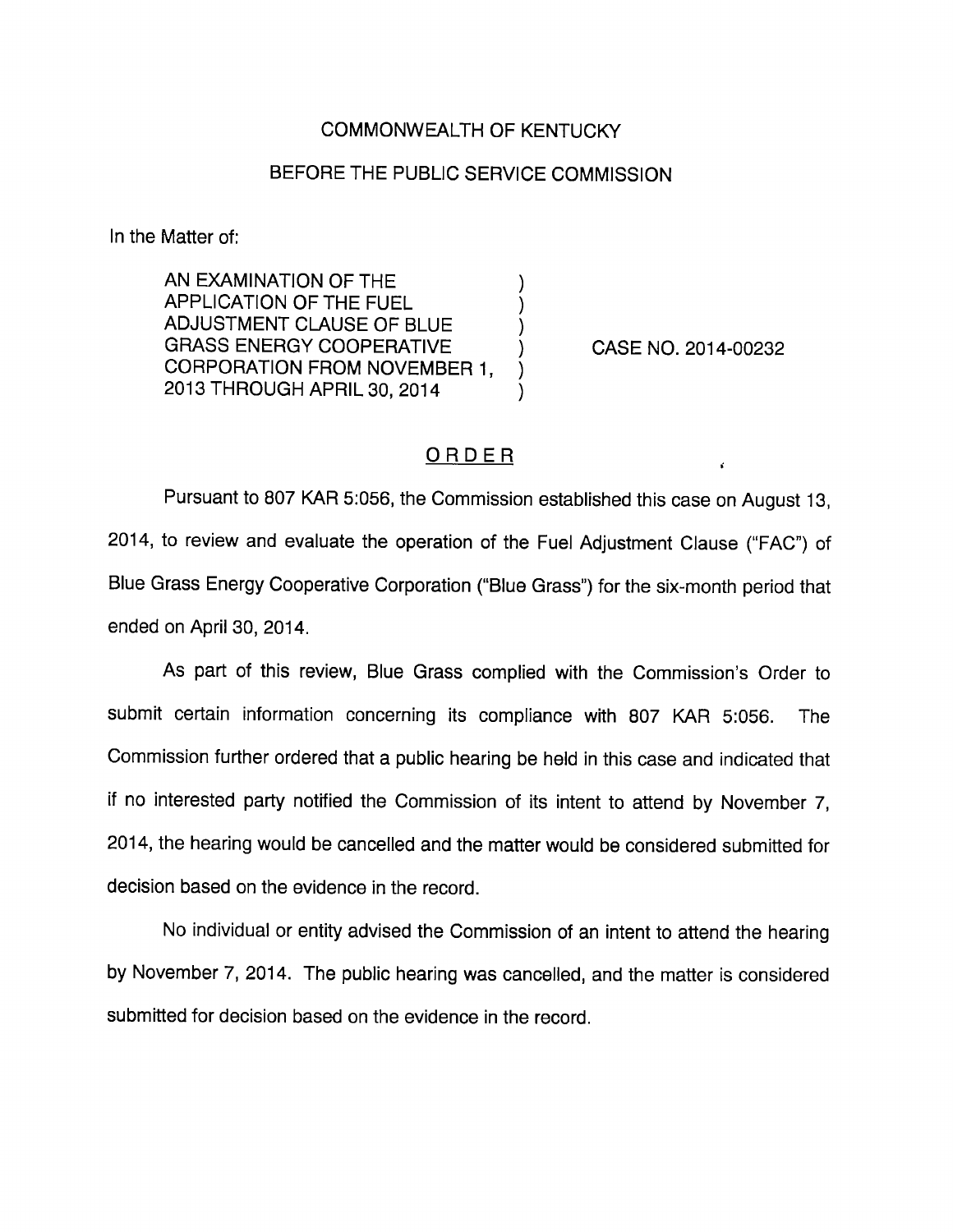COMMONWEALTH OF KENTUCKY

BEFORE THE PUBLIC SERVICE COMMISSION

In the Matter of:

AN EXAMINATION OF THE APPLICATION OF THE FUEL ADJUSTMENT CLAUSE OF BLUE GRASS ENERGY COOPERATIVE CORPORATION FROM NOVEMBER 1, 2013 THROUGH APRIL 30, 2014 ) CASE NO. 2014-00232

ORDER

Pursuant to 807 KAR 5:056, the Commission established this case on August 13, 2014, to review and evaluate the operation of the Fuel Adjustment Clause ("FAC") of Blue Grass Energy Cooperative Corporation ("Blue Grass") for the six-month period that ended on April 30, 2014.

As part of this review, Blue Grass complied with the Commission's Order to submit certain information concerning its compliance with 807 KAR 5:056. The Commission further ordered that a public hearing be held in this case and indicated that if no interested party notified the Commission of its intent to attend by November 7, 2014, the hearing would be cancelled and the matter would be considered submitted for decision based on the evidence in the record.

No individual or entity advised the Commission of an intent to attend the hearing by November 7, 2014. The public hearing was cancelled, and the matter is considered submitted for decision based on the evidence in the record.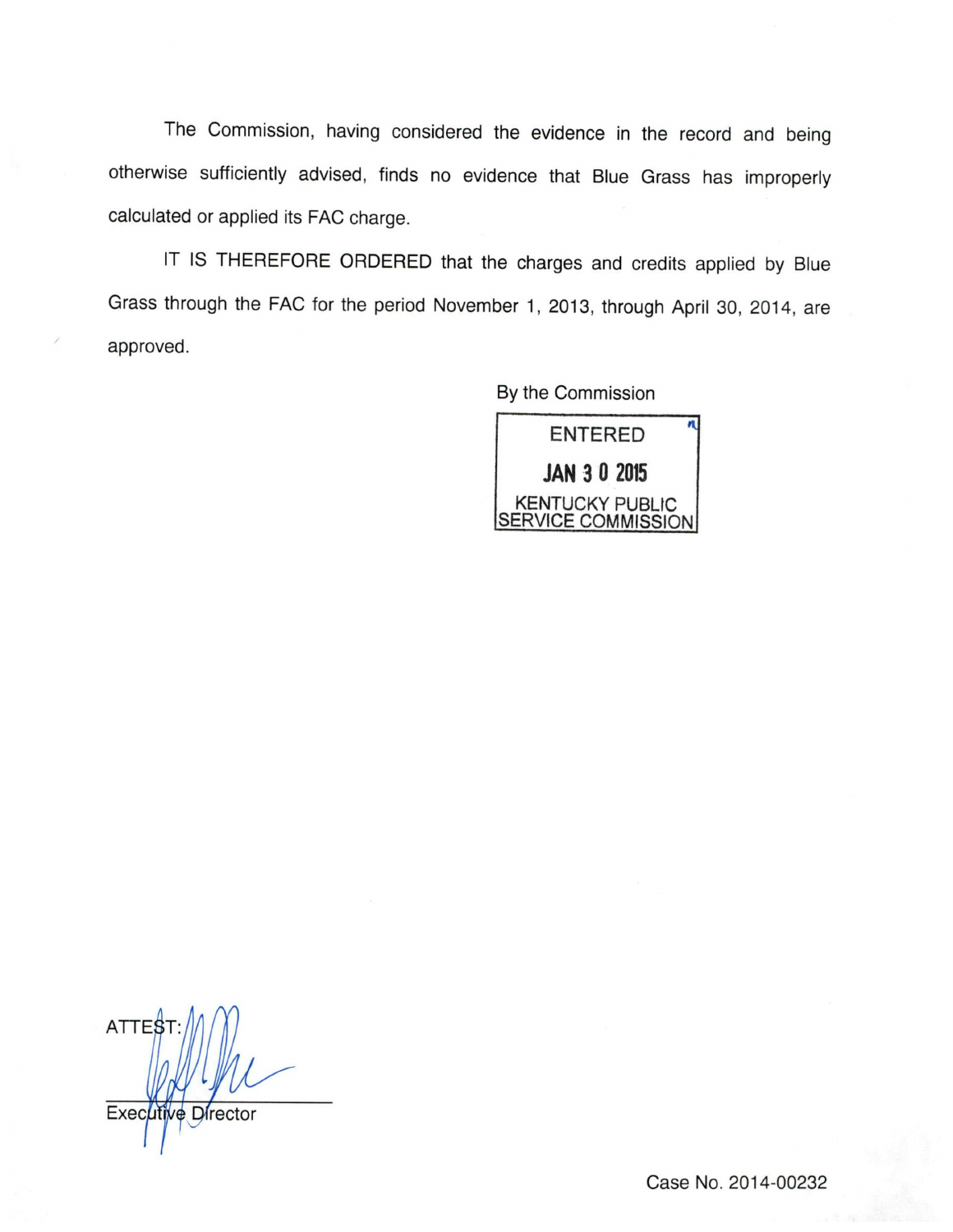The Commission, having considered the evidence in the record and being otherwise sufficiently advised, finds no evidence that Blue Grass has improperly calculated or applied its FAC charge.

IT IS THEREFORE ORDERED that the charges and credits applied by Blue Grass through the FAC for the period November 1, 2013, through April 30, 2014, are approved.

By the Commission

ENTERED
JAN 30 2015
KENTUCKY PUBLIC SERVICE COMMISSION

ATTEST:

Executive Director

Case No. 2014-00232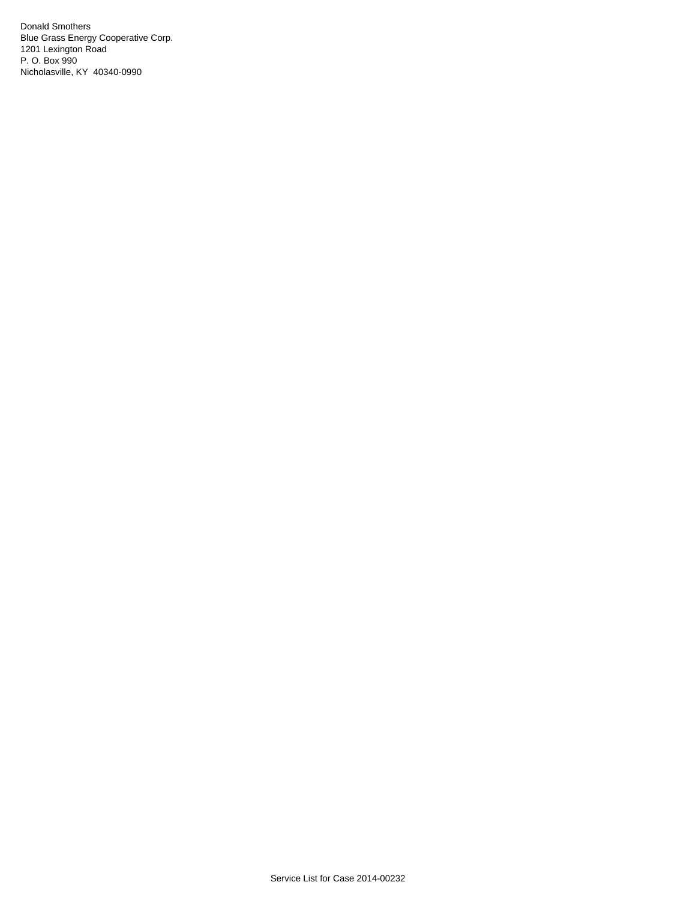Donald Smothers
Blue Grass Energy Cooperative Corp.
1201 Lexington Road
P. O. Box 990
Nicholasville, KY  40340-0990